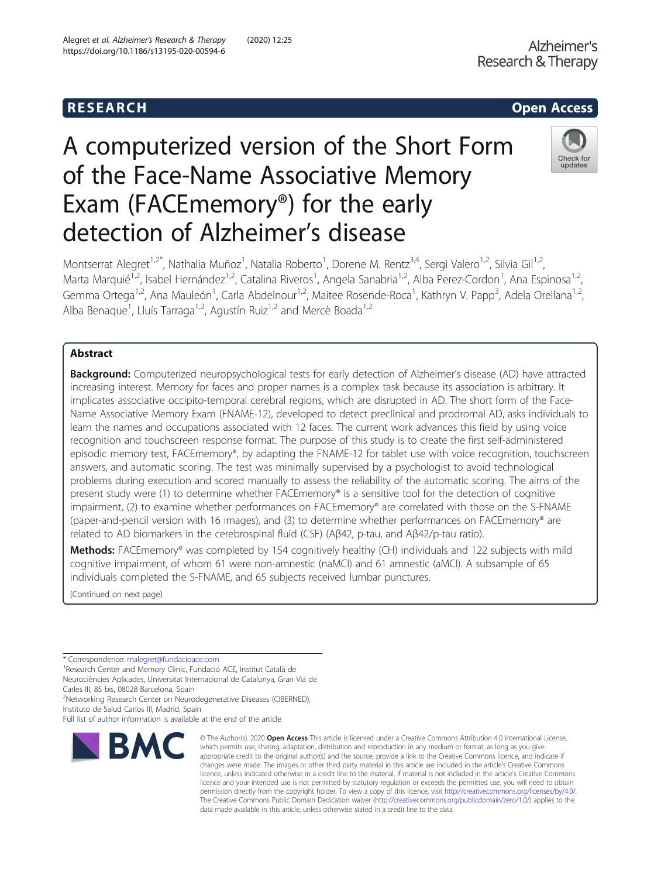RESEARCH Open Access

# A computerized version of the Short Form of the Face-Name Associative Memory Exam (FACEmemory®) for the early detection of Alzheimer's disease

Montserrat Alegret[1,2*], Nathalia Muñoz[1], Natalia Roberto[1], Dorene M. Rentz[3,4], Sergi Valero[1,2], Silvia Gil[1,2], Marta Marquié[1,2], Isabel Hernández[1,2], Catalina Riveros[1], Angela Sanabria[1,2], Alba Perez-Cordon[1], Ana Espinosa[1,2], Gemma Ortega[1,2], Ana Mauleón[1], Carla Abdelnour[1,2], Maitee Rosende-Roca[1], Kathryn V. Papp[3], Adela Orellana[1,2], Alba Benaque[1], Lluís Tarraga[1,2], Agustín Ruiz[1,2] and Mercè Boada[1,2]

## Abstract

**Background:** Computerized neuropsychological tests for early detection of Alzheimer's disease (AD) have attracted increasing interest. Memory for faces and proper names is a complex task because its association is arbitrary. It implicates associative occipito-temporal cerebral regions, which are disrupted in AD. The short form of the Face-Name Associative Memory Exam (FNAME-12), developed to detect preclinical and prodromal AD, asks individuals to learn the names and occupations associated with 12 faces. The current work advances this field by using voice recognition and touchscreen response format. The purpose of this study is to create the first self-administered episodic memory test, FACEmemory®, by adapting the FNAME-12 for tablet use with voice recognition, touchscreen answers, and automatic scoring. The test was minimally supervised by a psychologist to avoid technological problems during execution and scored manually to assess the reliability of the automatic scoring. The aims of the present study were (1) to determine whether FACEmemory® is a sensitive tool for the detection of cognitive impairment, (2) to examine whether performances on FACEmemory® are correlated with those on the S-FNAME (paper-and-pencil version with 16 images), and (3) to determine whether performances on FACEmemory® are related to AD biomarkers in the cerebrospinal fluid (CSF) (Aβ42, p-tau, and Aβ42/p-tau ratio).

**Methods:** FACEmemory® was completed by 154 cognitively healthy (CH) individuals and 122 subjects with mild cognitive impairment, of whom 61 were non-amnestic (naMCI) and 61 amnestic (aMCI). A subsample of 65 individuals completed the S-FNAME, and 65 subjects received lumbar punctures.

(Continued on next page)

\* Correspondence: malegret@fundacioace.com
[1]Research Center and Memory Clinic, Fundació ACE, Institut Català de Neurociències Aplicades, Universitat Internacional de Catalunya, Gran Via de Carles III, 85 bis, 08028 Barcelona, Spain
[2]Networking Research Center on Neurodegenerative Diseases (CIBERNED), Instituto de Salud Carlos III, Madrid, Spain
Full list of author information is available at the end of the article

© The Author(s). 2020 **Open Access** This article is licensed under a Creative Commons Attribution 4.0 International License, which permits use, sharing, adaptation, distribution and reproduction in any medium or format, as long as you give appropriate credit to the original author(s) and the source, provide a link to the Creative Commons licence, and indicate if changes were made. The images or other third party material in this article are included in the article's Creative Commons licence, unless indicated otherwise in a credit line to the material. If material is not included in the article's Creative Commons licence and your intended use is not permitted by statutory regulation or exceeds the permitted use, you will need to obtain permission directly from the copyright holder. To view a copy of this licence, visit http://creativecommons.org/licenses/by/4.0/. The Creative Commons Public Domain Dedication waiver (http://creativecommons.org/publicdomain/zero/1.0/) applies to the data made available in this article, unless otherwise stated in a credit line to the data.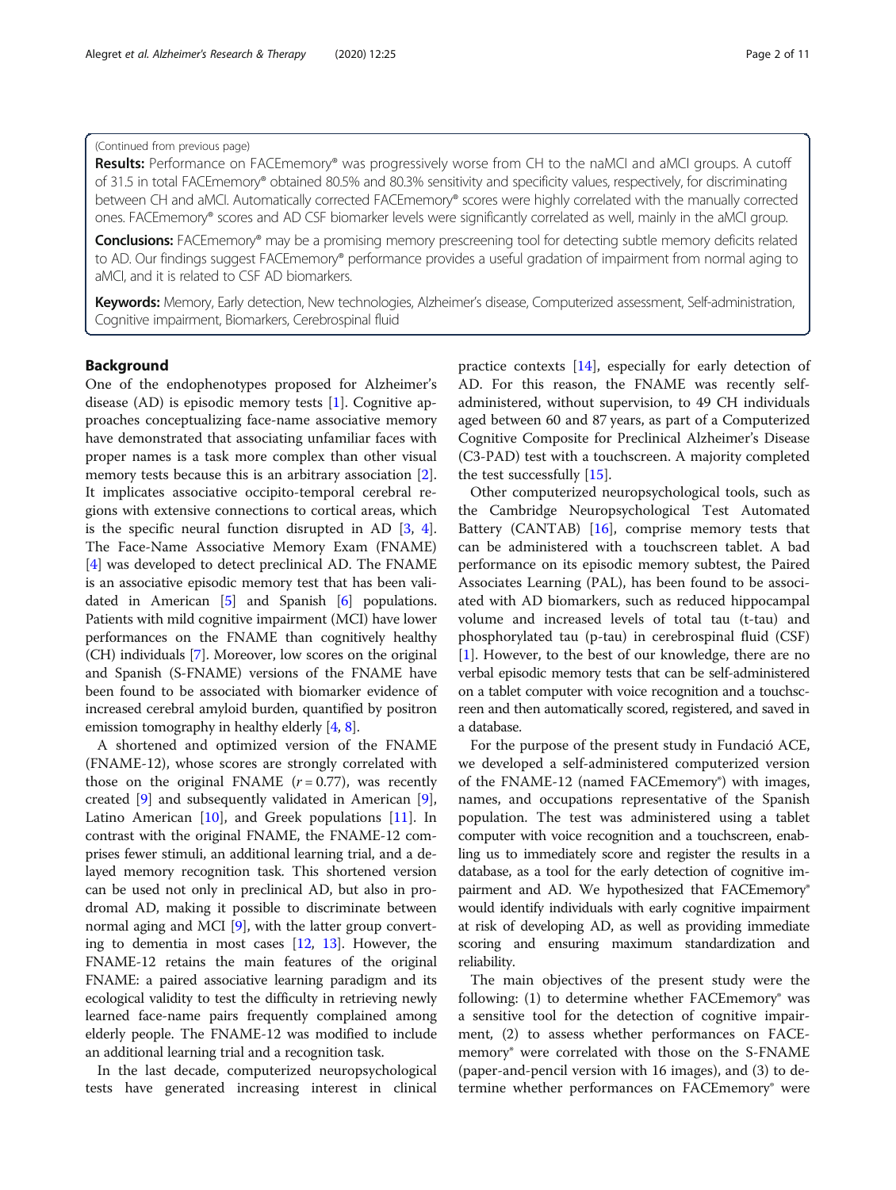(Continued from previous page)

**Results:** Performance on FACEmemory® was progressively worse from CH to the naMCI and aMCI groups. A cutoff of 31.5 in total FACEmemory® obtained 80.5% and 80.3% sensitivity and specificity values, respectively, for discriminating between CH and aMCI. Automatically corrected FACEmemory® scores were highly correlated with the manually corrected ones. FACEmemory® scores and AD CSF biomarker levels were significantly correlated as well, mainly in the aMCI group.

**Conclusions:** FACEmemory® may be a promising memory prescreening tool for detecting subtle memory deficits related to AD. Our findings suggest FACEmemory® performance provides a useful gradation of impairment from normal aging to aMCI, and it is related to CSF AD biomarkers.

**Keywords:** Memory, Early detection, New technologies, Alzheimer's disease, Computerized assessment, Self-administration, Cognitive impairment, Biomarkers, Cerebrospinal fluid

## Background

One of the endophenotypes proposed for Alzheimer's disease (AD) is episodic memory tests [1]. Cognitive approaches conceptualizing face-name associative memory have demonstrated that associating unfamiliar faces with proper names is a task more complex than other visual memory tests because this is an arbitrary association [2]. It implicates associative occipito-temporal cerebral regions with extensive connections to cortical areas, which is the specific neural function disrupted in AD [3, 4]. The Face-Name Associative Memory Exam (FNAME) [4] was developed to detect preclinical AD. The FNAME is an associative episodic memory test that has been validated in American [5] and Spanish [6] populations. Patients with mild cognitive impairment (MCI) have lower performances on the FNAME than cognitively healthy (CH) individuals [7]. Moreover, low scores on the original and Spanish (S-FNAME) versions of the FNAME have been found to be associated with biomarker evidence of increased cerebral amyloid burden, quantified by positron emission tomography in healthy elderly [4, 8].

A shortened and optimized version of the FNAME (FNAME-12), whose scores are strongly correlated with those on the original FNAME ($r = 0.77$), was recently created [9] and subsequently validated in American [9], Latino American [10], and Greek populations [11]. In contrast with the original FNAME, the FNAME-12 comprises fewer stimuli, an additional learning trial, and a delayed memory recognition task. This shortened version can be used not only in preclinical AD, but also in prodromal AD, making it possible to discriminate between normal aging and MCI [9], with the latter group converting to dementia in most cases [12, 13]. However, the FNAME-12 retains the main features of the original FNAME: a paired associative learning paradigm and its ecological validity to test the difficulty in retrieving newly learned face-name pairs frequently complained among elderly people. The FNAME-12 was modified to include an additional learning trial and a recognition task.

In the last decade, computerized neuropsychological tests have generated increasing interest in clinical practice contexts [14], especially for early detection of AD. For this reason, the FNAME was recently self-administered, without supervision, to 49 CH individuals aged between 60 and 87 years, as part of a Computerized Cognitive Composite for Preclinical Alzheimer's Disease (C3-PAD) test with a touchscreen. A majority completed the test successfully [15].

Other computerized neuropsychological tools, such as the Cambridge Neuropsychological Test Automated Battery (CANTAB) [16], comprise memory tests that can be administered with a touchscreen tablet. A bad performance on its episodic memory subtest, the Paired Associates Learning (PAL), has been found to be associated with AD biomarkers, such as reduced hippocampal volume and increased levels of total tau (t-tau) and phosphorylated tau (p-tau) in cerebrospinal fluid (CSF) [1]. However, to the best of our knowledge, there are no verbal episodic memory tests that can be self-administered on a tablet computer with voice recognition and a touchscreen and then automatically scored, registered, and saved in a database.

For the purpose of the present study in Fundació ACE, we developed a self-administered computerized version of the FNAME-12 (named FACEmemory®) with images, names, and occupations representative of the Spanish population. The test was administered using a tablet computer with voice recognition and a touchscreen, enabling us to immediately score and register the results in a database, as a tool for the early detection of cognitive impairment and AD. We hypothesized that FACEmemory® would identify individuals with early cognitive impairment at risk of developing AD, as well as providing immediate scoring and ensuring maximum standardization and reliability.

The main objectives of the present study were the following: (1) to determine whether FACEmemory® was a sensitive tool for the detection of cognitive impairment, (2) to assess whether performances on FACEmemory® were correlated with those on the S-FNAME (paper-and-pencil version with 16 images), and (3) to determine whether performances on FACEmemory® were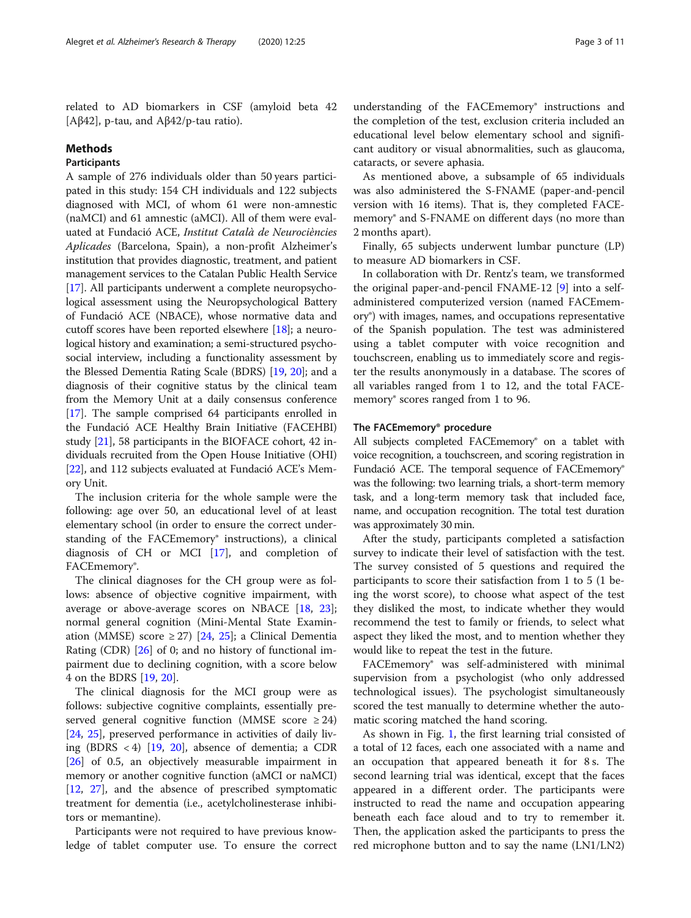related to AD biomarkers in CSF (amyloid beta 42 [Aβ42], p-tau, and Aβ42/p-tau ratio).

## Methods

### Participants

A sample of 276 individuals older than 50 years participated in this study: 154 CH individuals and 122 subjects diagnosed with MCI, of whom 61 were non-amnestic (naMCI) and 61 amnestic (aMCI). All of them were evaluated at Fundació ACE, *Institut Català de Neurociències Aplicades* (Barcelona, Spain), a non-profit Alzheimer's institution that provides diagnostic, treatment, and patient management services to the Catalan Public Health Service [17]. All participants underwent a complete neuropsychological assessment using the Neuropsychological Battery of Fundació ACE (NBACE), whose normative data and cutoff scores have been reported elsewhere [18]; a neurological history and examination; a semi-structured psychosocial interview, including a functionality assessment by the Blessed Dementia Rating Scale (BDRS) [19, 20]; and a diagnosis of their cognitive status by the clinical team from the Memory Unit at a daily consensus conference [17]. The sample comprised 64 participants enrolled in the Fundació ACE Healthy Brain Initiative (FACEHBI) study [21], 58 participants in the BIOFACE cohort, 42 individuals recruited from the Open House Initiative (OHI) [22], and 112 subjects evaluated at Fundació ACE's Memory Unit.

The inclusion criteria for the whole sample were the following: age over 50, an educational level of at least elementary school (in order to ensure the correct understanding of the FACEmemory® instructions), a clinical diagnosis of CH or MCI [17], and completion of FACEmemory®.

The clinical diagnoses for the CH group were as follows: absence of objective cognitive impairment, with average or above-average scores on NBACE [18, 23]; normal general cognition (Mini-Mental State Examination (MMSE) score ≥ 27) [24, 25]; a Clinical Dementia Rating (CDR) [26] of 0; and no history of functional impairment due to declining cognition, with a score below 4 on the BDRS [19, 20].

The clinical diagnosis for the MCI group were as follows: subjective cognitive complaints, essentially preserved general cognitive function (MMSE score ≥ 24) [24, 25], preserved performance in activities of daily living (BDRS < 4) [19, 20], absence of dementia; a CDR [26] of 0.5, an objectively measurable impairment in memory or another cognitive function (aMCI or naMCI) [12, 27], and the absence of prescribed symptomatic treatment for dementia (i.e., acetylcholinesterase inhibitors or memantine).

Participants were not required to have previous knowledge of tablet computer use. To ensure the correct understanding of the FACEmemory® instructions and the completion of the test, exclusion criteria included an educational level below elementary school and significant auditory or visual abnormalities, such as glaucoma, cataracts, or severe aphasia.

As mentioned above, a subsample of 65 individuals was also administered the S-FNAME (paper-and-pencil version with 16 items). That is, they completed FACEmemory® and S-FNAME on different days (no more than 2 months apart).

Finally, 65 subjects underwent lumbar puncture (LP) to measure AD biomarkers in CSF.

In collaboration with Dr. Rentz's team, we transformed the original paper-and-pencil FNAME-12 [9] into a self-administered computerized version (named FACEmemory®) with images, names, and occupations representative of the Spanish population. The test was administered using a tablet computer with voice recognition and touchscreen, enabling us to immediately score and register the results anonymously in a database. The scores of all variables ranged from 1 to 12, and the total FACEmemory® scores ranged from 1 to 96.

### The FACEmemory® procedure

All subjects completed FACEmemory® on a tablet with voice recognition, a touchscreen, and scoring registration in Fundació ACE. The temporal sequence of FACEmemory® was the following: two learning trials, a short-term memory task, and a long-term memory task that included face, name, and occupation recognition. The total test duration was approximately 30 min.

After the study, participants completed a satisfaction survey to indicate their level of satisfaction with the test. The survey consisted of 5 questions and required the participants to score their satisfaction from 1 to 5 (1 being the worst score), to choose what aspect of the test they disliked the most, to indicate whether they would recommend the test to family or friends, to select what aspect they liked the most, and to mention whether they would like to repeat the test in the future.

FACEmemory® was self-administered with minimal supervision from a psychologist (who only addressed technological issues). The psychologist simultaneously scored the test manually to determine whether the automatic scoring matched the hand scoring.

As shown in Fig. 1, the first learning trial consisted of a total of 12 faces, each one associated with a name and an occupation that appeared beneath it for 8 s. The second learning trial was identical, except that the faces appeared in a different order. The participants were instructed to read the name and occupation appearing beneath each face aloud and to try to remember it. Then, the application asked the participants to press the red microphone button and to say the name (LN1/LN2)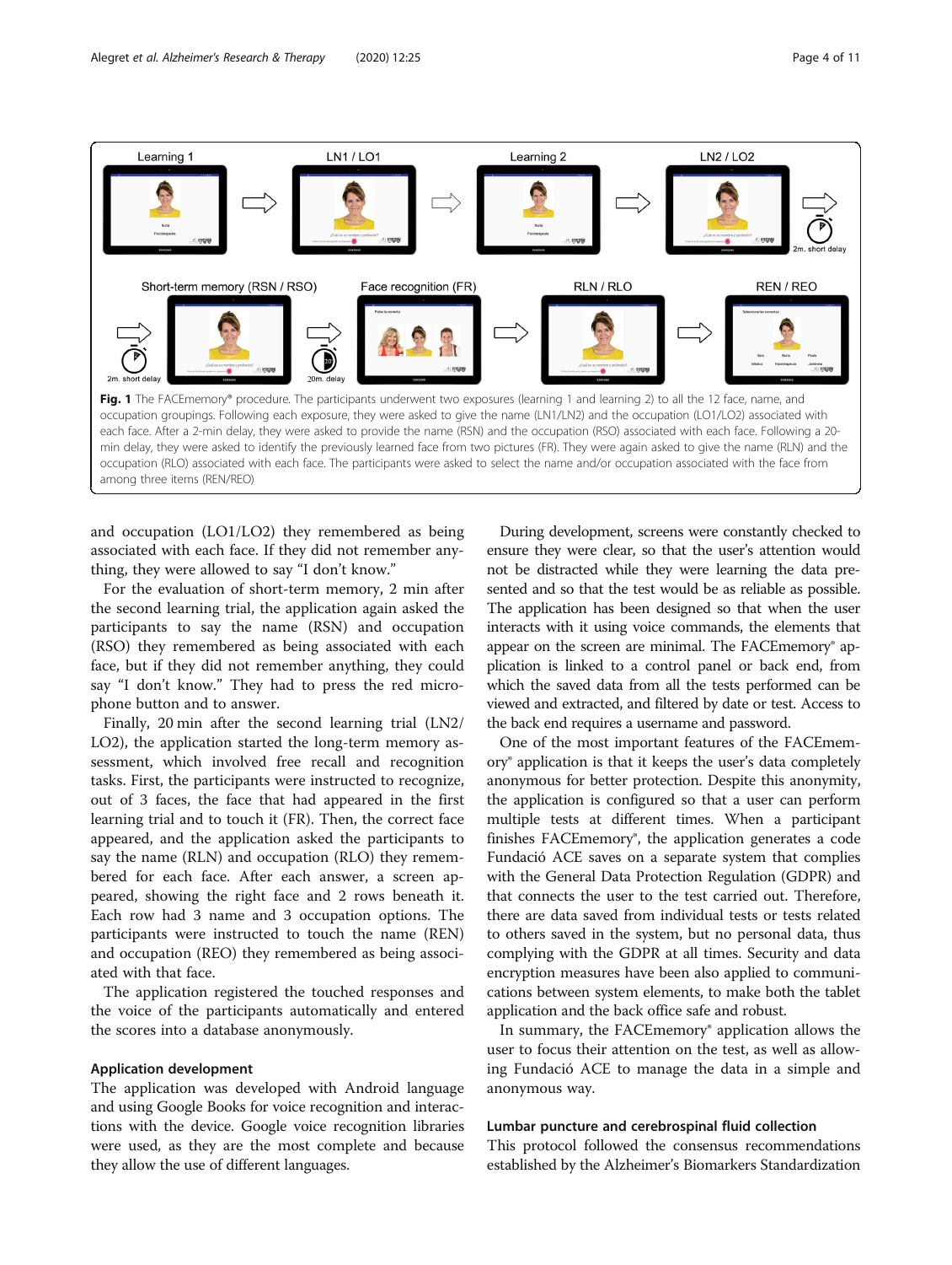**Fig. 1** The FACEmemory® procedure. The participants underwent two exposures (learning 1 and learning 2) to all the 12 face, name, and occupation groupings. Following each exposure, they were asked to give the name (LN1/LN2) and the occupation (LO1/LO2) associated with each face. After a 2-min delay, they were asked to provide the name (RSN) and the occupation (RSO) associated with each face. Following a 20-min delay, they were asked to identify the previously learned face from two pictures (FR). They were again asked to give the name (RLN) and the occupation (RLO) associated with each face. The participants were asked to select the name and/or occupation associated with the face from among three items (REN/REO)

and occupation (LO1/LO2) they remembered as being associated with each face. If they did not remember anything, they were allowed to say "I don't know."

For the evaluation of short-term memory, 2 min after the second learning trial, the application again asked the participants to say the name (RSN) and occupation (RSO) they remembered as being associated with each face, but if they did not remember anything, they could say "I don't know." They had to press the red microphone button and to answer.

Finally, 20 min after the second learning trial (LN2/LO2), the application started the long-term memory assessment, which involved free recall and recognition tasks. First, the participants were instructed to recognize, out of 3 faces, the face that had appeared in the first learning trial and to touch it (FR). Then, the correct face appeared, and the application asked the participants to say the name (RLN) and occupation (RLO) they remembered for each face. After each answer, a screen appeared, showing the right face and 2 rows beneath it. Each row had 3 name and 3 occupation options. The participants were instructed to touch the name (REN) and occupation (REO) they remembered as being associated with that face.

The application registered the touched responses and the voice of the participants automatically and entered the scores into a database anonymously.

### Application development

The application was developed with Android language and using Google Books for voice recognition and interactions with the device. Google voice recognition libraries were used, as they are the most complete and because they allow the use of different languages.

During development, screens were constantly checked to ensure they were clear, so that the user's attention would not be distracted while they were learning the data presented and so that the test would be as reliable as possible. The application has been designed so that when the user interacts with it using voice commands, the elements that appear on the screen are minimal. The FACEmemory® application is linked to a control panel or back end, from which the saved data from all the tests performed can be viewed and extracted, and filtered by date or test. Access to the back end requires a username and password.

One of the most important features of the FACEmemory® application is that it keeps the user's data completely anonymous for better protection. Despite this anonymity, the application is configured so that a user can perform multiple tests at different times. When a participant finishes FACEmemory®, the application generates a code Fundació ACE saves on a separate system that complies with the General Data Protection Regulation (GDPR) and that connects the user to the test carried out. Therefore, there are data saved from individual tests or tests related to others saved in the system, but no personal data, thus complying with the GDPR at all times. Security and data encryption measures have been also applied to communications between system elements, to make both the tablet application and the back office safe and robust.

In summary, the FACEmemory® application allows the user to focus their attention on the test, as well as allowing Fundació ACE to manage the data in a simple and anonymous way.

### Lumbar puncture and cerebrospinal fluid collection

This protocol followed the consensus recommendations established by the Alzheimer's Biomarkers Standardization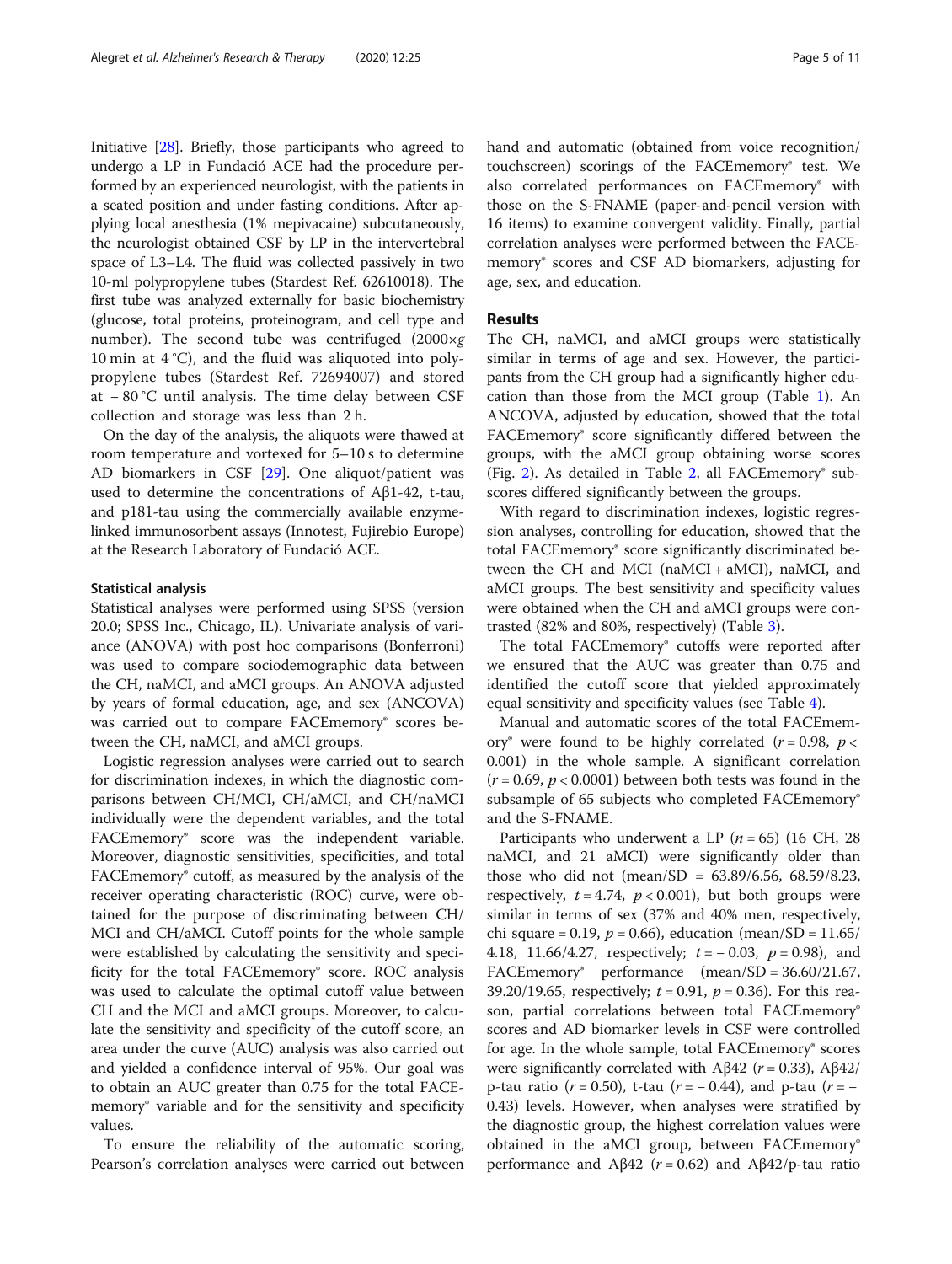Initiative [28]. Briefly, those participants who agreed to undergo a LP in Fundació ACE had the procedure performed by an experienced neurologist, with the patients in a seated position and under fasting conditions. After applying local anesthesia (1% mepivacaine) subcutaneously, the neurologist obtained CSF by LP in the intervertebral space of L3–L4. The fluid was collected passively in two 10-ml polypropylene tubes (Stardest Ref. 62610018). The first tube was analyzed externally for basic biochemistry (glucose, total proteins, proteinogram, and cell type and number). The second tube was centrifuged ($2000{\times}g$ 10 min at 4 °C), and the fluid was aliquoted into polypropylene tubes (Stardest Ref. 72694007) and stored at − 80 °C until analysis. The time delay between CSF collection and storage was less than 2 h.

On the day of the analysis, the aliquots were thawed at room temperature and vortexed for 5–10 s to determine AD biomarkers in CSF [29]. One aliquot/patient was used to determine the concentrations of Aβ1-42, t-tau, and p181-tau using the commercially available enzyme-linked immunosorbent assays (Innotest, Fujirebio Europe) at the Research Laboratory of Fundació ACE.

### Statistical analysis

Statistical analyses were performed using SPSS (version 20.0; SPSS Inc., Chicago, IL). Univariate analysis of variance (ANOVA) with post hoc comparisons (Bonferroni) was used to compare sociodemographic data between the CH, naMCI, and aMCI groups. An ANOVA adjusted by years of formal education, age, and sex (ANCOVA) was carried out to compare FACEmemory® scores between the CH, naMCI, and aMCI groups.

Logistic regression analyses were carried out to search for discrimination indexes, in which the diagnostic comparisons between CH/MCI, CH/aMCI, and CH/naMCI individually were the dependent variables, and the total FACEmemory® score was the independent variable. Moreover, diagnostic sensitivities, specificities, and total FACEmemory® cutoff, as measured by the analysis of the receiver operating characteristic (ROC) curve, were obtained for the purpose of discriminating between CH/MCI and CH/aMCI. Cutoff points for the whole sample were established by calculating the sensitivity and specificity for the total FACEmemory® score. ROC analysis was used to calculate the optimal cutoff value between CH and the MCI and aMCI groups. Moreover, to calculate the sensitivity and specificity of the cutoff score, an area under the curve (AUC) analysis was also carried out and yielded a confidence interval of 95%. Our goal was to obtain an AUC greater than 0.75 for the total FACEmemory® variable and for the sensitivity and specificity values.

To ensure the reliability of the automatic scoring, Pearson's correlation analyses were carried out between hand and automatic (obtained from voice recognition/touchscreen) scorings of the FACEmemory® test. We also correlated performances on FACEmemory® with those on the S-FNAME (paper-and-pencil version with 16 items) to examine convergent validity. Finally, partial correlation analyses were performed between the FACEmemory® scores and CSF AD biomarkers, adjusting for age, sex, and education.

## Results

The CH, naMCI, and aMCI groups were statistically similar in terms of age and sex. However, the participants from the CH group had a significantly higher education than those from the MCI group (Table 1). An ANCOVA, adjusted by education, showed that the total FACEmemory® score significantly differed between the groups, with the aMCI group obtaining worse scores (Fig. 2). As detailed in Table 2, all FACEmemory® subscores differed significantly between the groups.

With regard to discrimination indexes, logistic regression analyses, controlling for education, showed that the total FACEmemory® score significantly discriminated between the CH and MCI (naMCI + aMCI), naMCI, and aMCI groups. The best sensitivity and specificity values were obtained when the CH and aMCI groups were contrasted (82% and 80%, respectively) (Table 3).

The total FACEmemory® cutoffs were reported after we ensured that the AUC was greater than 0.75 and identified the cutoff score that yielded approximately equal sensitivity and specificity values (see Table 4).

Manual and automatic scores of the total FACEmemory® were found to be highly correlated ($r = 0.98$, $p < 0.001$) in the whole sample. A significant correlation ($r = 0.69$, $p < 0.0001$) between both tests was found in the subsample of 65 subjects who completed FACEmemory® and the S-FNAME.

Participants who underwent a LP ($n = 65$) (16 CH, 28 naMCI, and 21 aMCI) were significantly older than those who did not (mean/SD = 63.89/6.56, 68.59/8.23, respectively, $t = 4.74$, $p < 0.001$), but both groups were similar in terms of sex (37% and 40% men, respectively, chi square = 0.19, $p = 0.66$), education (mean/SD = 11.65/4.18, 11.66/4.27, respectively; $t = -0.03$, $p = 0.98$), and FACEmemory® performance (mean/SD = 36.60/21.67, 39.20/19.65, respectively; $t = 0.91$, $p = 0.36$). For this reason, partial correlations between total FACEmemory® scores and AD biomarker levels in CSF were controlled for age. In the whole sample, total FACEmemory® scores were significantly correlated with Aβ42 ($r = 0.33$), Aβ42/p-tau ratio ($r = 0.50$), t-tau ($r = -0.44$), and p-tau ($r = -0.43$) levels. However, when analyses were stratified by the diagnostic group, the highest correlation values were obtained in the aMCI group, between FACEmemory® performance and Aβ42 ($r = 0.62$) and Aβ42/p-tau ratio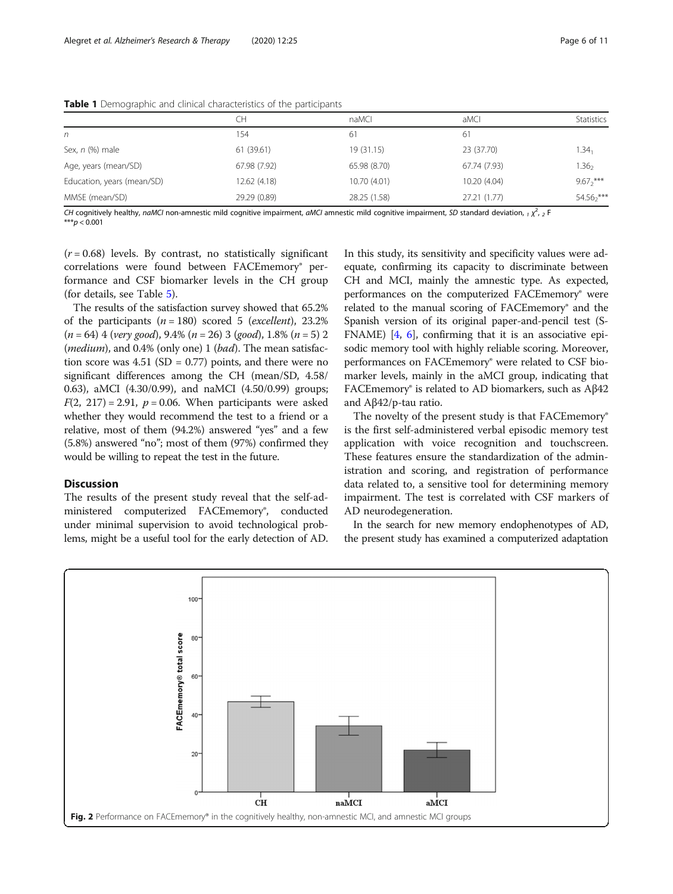**Table 1** Demographic and clinical characteristics of the participants

| | CH | naMCI | aMCI | Statistics |
|---|---|---|---|---|
| *n* | 154 | 61 | 61 | |
| Sex, *n* (%) male | 61 (39.61) | 19 (31.15) | 23 (37.70) | $1.34_1$ |
| Age, years (mean/SD) | 67.98 (7.92) | 65.98 (8.70) | 67.74 (7.93) | $1.36_2$ |
| Education, years (mean/SD) | 12.62 (4.18) | 10.70 (4.01) | 10.20 (4.04) | $9.67_2$*** |
| MMSE (mean/SD) | 29.29 (0.89) | 28.25 (1.58) | 27.21 (1.77) | $54.56_2$*** |

*CH* cognitively healthy, *naMCI* non-amnestic mild cognitive impairment, *aMCI* amnestic mild cognitive impairment, *SD* standard deviation, $_1$ $\chi^2$, $_2$ F
***$p < 0.001$

($r = 0.68$) levels. By contrast, no statistically significant correlations were found between FACEmemory® performance and CSF biomarker levels in the CH group (for details, see Table 5).

The results of the satisfaction survey showed that 65.2% of the participants ($n = 180$) scored 5 (*excellent*), 23.2% ($n = 64$) 4 (*very good*), 9.4% ($n = 26$) 3 (*good*), 1.8% ($n = 5$) 2 (*medium*), and 0.4% (only one) 1 (*bad*). The mean satisfaction score was 4.51 (SD = 0.77) points, and there were no significant differences among the CH (mean/SD, 4.58/0.63), aMCI (4.30/0.99), and naMCI (4.50/0.99) groups; $F(2, 217) = 2.91$, $p = 0.06$. When participants were asked whether they would recommend the test to a friend or a relative, most of them (94.2%) answered "yes" and a few (5.8%) answered "no"; most of them (97%) confirmed they would be willing to repeat the test in the future.

## Discussion

The results of the present study reveal that the self-administered computerized FACEmemory®, conducted under minimal supervision to avoid technological problems, might be a useful tool for the early detection of AD. In this study, its sensitivity and specificity values were adequate, confirming its capacity to discriminate between CH and MCI, mainly the amnestic type. As expected, performances on the computerized FACEmemory® were related to the manual scoring of FACEmemory® and the Spanish version of its original paper-and-pencil test (S-FNAME) [4, 6], confirming that it is an associative episodic memory tool with highly reliable scoring. Moreover, performances on FACEmemory® were related to CSF biomarker levels, mainly in the aMCI group, indicating that FACEmemory® is related to AD biomarkers, such as Aβ42 and Aβ42/p-tau ratio.

The novelty of the present study is that FACEmemory® is the first self-administered verbal episodic memory test application with voice recognition and touchscreen. These features ensure the standardization of the administration and scoring, and registration of performance data related to, a sensitive tool for determining memory impairment. The test is correlated with CSF markers of AD neurodegeneration.

In the search for new memory endophenotypes of AD, the present study has examined a computerized adaptation

**Fig. 2** Performance on FACEmemory® in the cognitively healthy, non-amnestic MCI, and amnestic MCI groups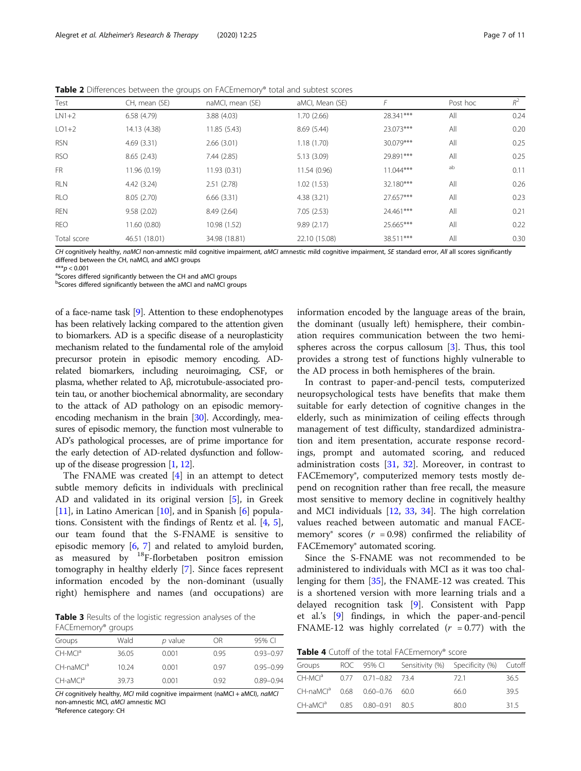**Table 2** Differences between the groups on FACEmemory® total and subtest scores

| Test | CH, mean (SE) | naMCI, mean (SE) | aMCI, Mean (SE) | F | Post hoc | $R^2$ |
|---|---|---|---|---|---|---|
| LN1+2 | 6.58 (4.79) | 3.88 (4.03) | 1.70 (2.66) | 28.341*** | All | 0.24 |
| LO1+2 | 14.13 (4.38) | 11.85 (5.43) | 8.69 (5.44) | 23.073*** | All | 0.20 |
| RSN | 4.69 (3.31) | 2.66 (3.01) | 1.18 (1.70) | 30.079*** | All | 0.25 |
| RSO | 8.65 (2.43) | 7.44 (2.85) | 5.13 (3.09) | 29.891*** | All | 0.25 |
| FR | 11.96 (0.19) | 11.93 (0.31) | 11.54 (0.96) | 11.044*** | [ab] | 0.11 |
| RLN | 4.42 (3.24) | 2.51 (2.78) | 1.02 (1.53) | 32.180*** | All | 0.26 |
| RLO | 8.05 (2.70) | 6.66 (3.31) | 4.38 (3.21) | 27.657*** | All | 0.23 |
| REN | 9.58 (2.02) | 8.49 (2.64) | 7.05 (2.53) | 24.461*** | All | 0.21 |
| REO | 11.60 (0.80) | 10.98 (1.52) | 9.89 (2.17) | 25.665*** | All | 0.22 |
| Total score | 46.51 (18.01) | 34.98 (18.81) | 22.10 (15.08) | 38.511*** | All | 0.30 |

*CH* cognitively healthy, *naMCI* non-amnestic mild cognitive impairment, *aMCI* amnestic mild cognitive impairment, *SE* standard error, *All* all scores significantly differed between the CH, naMCI, and aMCI groups
***$p < 0.001$
[a]Scores differed significantly between the CH and aMCI groups
[b]Scores differed significantly between the aMCI and naMCI groups

of a face-name task [9]. Attention to these endophenotypes has been relatively lacking compared to the attention given to biomarkers. AD is a specific disease of a neuroplasticity mechanism related to the fundamental role of the amyloid precursor protein in episodic memory encoding. AD-related biomarkers, including neuroimaging, CSF, or plasma, whether related to Aβ, microtubule-associated protein tau, or another biochemical abnormality, are secondary to the attack of AD pathology on an episodic memory-encoding mechanism in the brain [30]. Accordingly, measures of episodic memory, the function most vulnerable to AD's pathological processes, are of prime importance for the early detection of AD-related dysfunction and follow-up of the disease progression [1, 12].

The FNAME was created [4] in an attempt to detect subtle memory deficits in individuals with preclinical AD and validated in its original version [5], in Greek [11], in Latino American [10], and in Spanish [6] populations. Consistent with the findings of Rentz et al. [4, 5], our team found that the S-FNAME is sensitive to episodic memory [6, 7] and related to amyloid burden, as measured by $^{18}$F-florbetaben positron emission tomography in healthy elderly [7]. Since faces represent information encoded by the non-dominant (usually right) hemisphere and names (and occupations) are information encoded by the language areas of the brain, the dominant (usually left) hemisphere, their combination requires communication between the two hemispheres across the corpus callosum [3]. Thus, this tool provides a strong test of functions highly vulnerable to the AD process in both hemispheres of the brain.

In contrast to paper-and-pencil tests, computerized neuropsychological tests have benefits that make them suitable for early detection of cognitive changes in the elderly, such as minimization of ceiling effects through management of test difficulty, standardized administration and item presentation, accurate response recordings, prompt and automated scoring, and reduced administration costs [31, 32]. Moreover, in contrast to FACEmemory®, computerized memory tests mostly depend on recognition rather than free recall, the measure most sensitive to memory decline in cognitively healthy and MCI individuals [12, 33, 34]. The high correlation values reached between automatic and manual FACEmemory® scores ($r = 0.98$) confirmed the reliability of FACEmemory® automated scoring.

Since the S-FNAME was not recommended to be administered to individuals with MCI as it was too challenging for them [35], the FNAME-12 was created. This is a shortened version with more learning trials and a delayed recognition task [9]. Consistent with Papp et al.'s [9] findings, in which the paper-and-pencil FNAME-12 was highly correlated ($r = 0.77$) with the

**Table 3** Results of the logistic regression analyses of the FACEmemory® groups

| Groups | Wald | p value | OR | 95% CI |
|---|---|---|---|---|
| CH-MCI[a] | 36.05 | 0.001 | 0.95 | 0.93–0.97 |
| CH-naMCI[a] | 10.24 | 0.001 | 0.97 | 0.95–0.99 |
| CH-aMCI[a] | 39.73 | 0.001 | 0.92 | 0.89–0.94 |

*CH* cognitively healthy, *MCI* mild cognitive impairment (naMCI + aMCI), *naMCI* non-amnestic MCI, *aMCI* amnestic MCI
[a]Reference category: CH

**Table 4** Cutoff of the total FACEmemory® score

| Groups | ROC | 95% CI | Sensitivity (%) | Specificity (%) | Cutoff |
|---|---|---|---|---|---|
| CH-MCI[a] | 0.77 | 0.71–0.82 | 73.4 | 72.1 | 36.5 |
| CH-naMCI[a] | 0.68 | 0.60–0.76 | 60.0 | 66.0 | 39.5 |
| CH-aMCI[a] | 0.85 | 0.80–0.91 | 80.5 | 80.0 | 31.5 |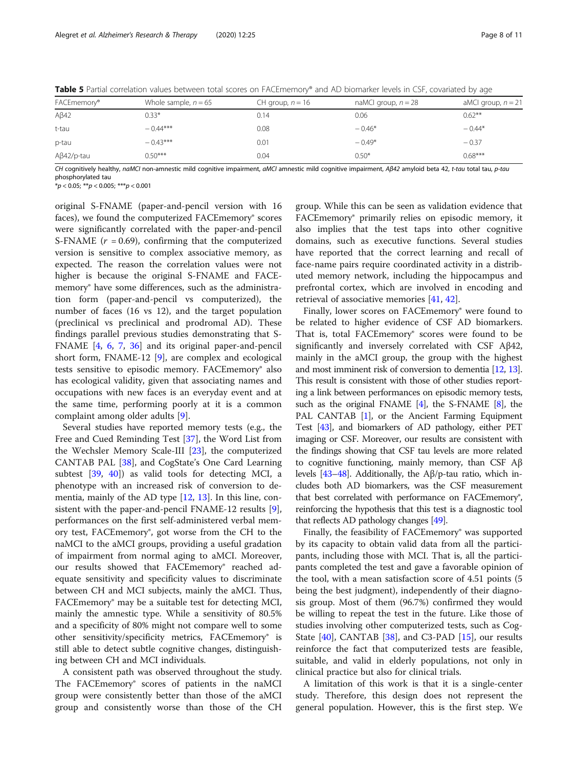**Table 5** Partial correlation values between total scores on FACEmemory® and AD biomarker levels in CSF, covariated by age

| FACEmemory® | Whole sample, $n = 65$ | CH group, $n = 16$ | naMCI group, $n = 28$ | aMCI group, $n = 21$ |
|---|---|---|---|---|
| Aβ42 | 0.33* | 0.14 | 0.06 | 0.62** |
| t-tau | − 0.44*** | 0.08 | − 0.46* | − 0.44* |
| p-tau | − 0.43*** | 0.01 | − 0.49* | − 0.37 |
| Aβ42/p-tau | 0.50*** | 0.04 | 0.50* | 0.68*** |

*CH* cognitively healthy, *naMCI* non-amnestic mild cognitive impairment, *aMCI* amnestic mild cognitive impairment, *Aβ42* amyloid beta 42, *t-tau* total tau, *p-tau* phosphorylated tau
*$p < 0.05$; **$p < 0.005$; ***$p < 0.001$

original S-FNAME (paper-and-pencil version with 16 faces), we found the computerized FACEmemory® scores were significantly correlated with the paper-and-pencil S-FNAME ($r = 0.69$), confirming that the computerized version is sensitive to complex associative memory, as expected. The reason the correlation values were not higher is because the original S-FNAME and FACEmemory® have some differences, such as the administration form (paper-and-pencil vs computerized), the number of faces (16 vs 12), and the target population (preclinical vs preclinical and prodromal AD). These findings parallel previous studies demonstrating that S-FNAME [4, 6, 7, 36] and its original paper-and-pencil short form, FNAME-12 [9], are complex and ecological tests sensitive to episodic memory. FACEmemory® also has ecological validity, given that associating names and occupations with new faces is an everyday event and at the same time, performing poorly at it is a common complaint among older adults [9].

Several studies have reported memory tests (e.g., the Free and Cued Reminding Test [37], the Word List from the Wechsler Memory Scale-III [23], the computerized CANTAB PAL [38], and CogState's One Card Learning subtest [39, 40]) as valid tools for detecting MCI, a phenotype with an increased risk of conversion to dementia, mainly of the AD type [12, 13]. In this line, consistent with the paper-and-pencil FNAME-12 results [9], performances on the first self-administered verbal memory test, FACEmemory®, got worse from the CH to the naMCI to the aMCI groups, providing a useful gradation of impairment from normal aging to aMCI. Moreover, our results showed that FACEmemory® reached adequate sensitivity and specificity values to discriminate between CH and MCI subjects, mainly the aMCI. Thus, FACEmemory® may be a suitable test for detecting MCI, mainly the amnestic type. While a sensitivity of 80.5% and a specificity of 80% might not compare well to some other sensitivity/specificity metrics, FACEmemory® is still able to detect subtle cognitive changes, distinguishing between CH and MCI individuals.

A consistent path was observed throughout the study. The FACEmemory® scores of patients in the naMCI group were consistently better than those of the aMCI group and consistently worse than those of the CH group. While this can be seen as validation evidence that FACEmemory® primarily relies on episodic memory, it also implies that the test taps into other cognitive domains, such as executive functions. Several studies have reported that the correct learning and recall of face-name pairs require coordinated activity in a distributed memory network, including the hippocampus and prefrontal cortex, which are involved in encoding and retrieval of associative memories [41, 42].

Finally, lower scores on FACEmemory® were found to be related to higher evidence of CSF AD biomarkers. That is, total FACEmemory® scores were found to be significantly and inversely correlated with CSF Aβ42, mainly in the aMCI group, the group with the highest and most imminent risk of conversion to dementia [12, 13]. This result is consistent with those of other studies reporting a link between performances on episodic memory tests, such as the original FNAME [4], the S-FNAME [8], the PAL CANTAB [1], or the Ancient Farming Equipment Test [43], and biomarkers of AD pathology, either PET imaging or CSF. Moreover, our results are consistent with the findings showing that CSF tau levels are more related to cognitive functioning, mainly memory, than CSF Aβ levels [43–48]. Additionally, the Aβ/p-tau ratio, which includes both AD biomarkers, was the CSF measurement that best correlated with performance on FACEmemory®, reinforcing the hypothesis that this test is a diagnostic tool that reflects AD pathology changes [49].

Finally, the feasibility of FACEmemory® was supported by its capacity to obtain valid data from all the participants, including those with MCI. That is, all the participants completed the test and gave a favorable opinion of the tool, with a mean satisfaction score of 4.51 points (5 being the best judgment), independently of their diagnosis group. Most of them (96.7%) confirmed they would be willing to repeat the test in the future. Like those of studies involving other computerized tests, such as CogState [40], CANTAB [38], and C3-PAD [15], our results reinforce the fact that computerized tests are feasible, suitable, and valid in elderly populations, not only in clinical practice but also for clinical trials.

A limitation of this work is that it is a single-center study. Therefore, this design does not represent the general population. However, this is the first step. We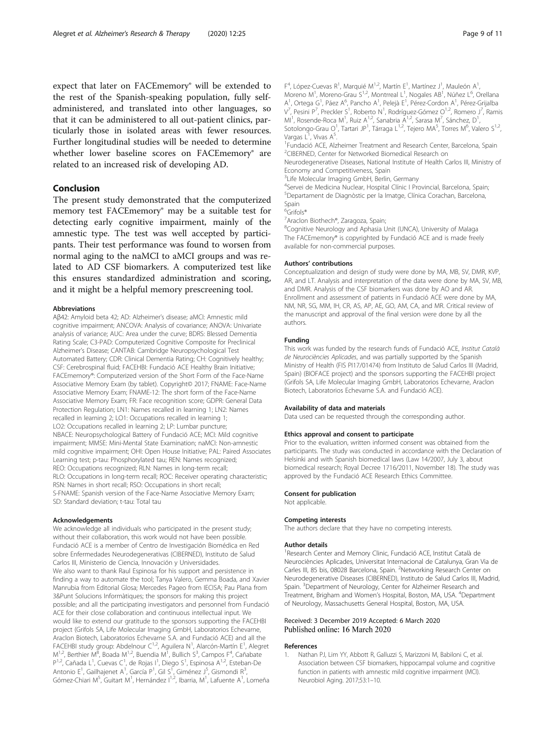expect that later on FACEmemory® will be extended to the rest of the Spanish-speaking population, fully self-administered, and translated into other languages, so that it can be administered to all out-patient clinics, particularly those in isolated areas with fewer resources. Further longitudinal studies will be needed to determine whether lower baseline scores on FACEmemory® are related to an increased risk of developing AD.

## Conclusion

The present study demonstrated that the computerized memory test FACEmemory® may be a suitable test for detecting early cognitive impairment, mainly of the amnestic type. The test was well accepted by participants. Their test performance was found to worsen from normal aging to the naMCI to aMCI groups and was related to AD CSF biomarkers. A computerized test like this ensures standardized administration and scoring, and it might be a helpful memory prescreening tool.

#### Abbreviations

Aβ42: Amyloid beta 42; AD: Alzheimer's disease; aMCI: Amnestic mild cognitive impairment; ANCOVA: Analysis of covariance; ANOVA: Univariate analysis of variance; AUC: Area under the curve; BDRS: Blessed Dementia Rating Scale; C3-PAD: Computerized Cognitive Composite for Preclinical Alzheimer's Disease; CANTAB: Cambridge Neuropsychological Test Automated Battery; CDR: Clinical Dementia Rating; CH: Cognitively healthy; CSF: Cerebrospinal fluid; FACEHBI: Fundació ACE Healthy Brain Initiative; FACEmemory®: Computerized version of the Short Form of the Face-Name Associative Memory Exam (by tablet). Copyright© 2017; FNAME: Face-Name Associative Memory Exam; FNAME-12: The short form of the Face-Name Associative Memory Exam; FR: Face recognition score; GDPR: General Data Protection Regulation; LN1: Names recalled in learning 1; LN2: Names recalled in learning 2; LO1: Occupations recalled in learning 1; LO2: Occupations recalled in learning 2; LP: Lumbar puncture; NBACE: Neuropsychological Battery of Fundació ACE; MCI: Mild cognitive impairment; MMSE: Mini-Mental State Examination; naMCI: Non-amnestic mild cognitive impairment; OHI: Open House Initiative; PAL: Paired Associates Learning test; p-tau: Phosphorylated tau; REN: Names recognized; REO: Occupations recognized; RLN: Names in long-term recall; RLO: Occupations in long-term recall; ROC: Receiver operating characteristic; RSN: Names in short recall; RSO: Occupations in short recall; S-FNAME: Spanish version of the Face-Name Associative Memory Exam; SD: Standard deviation; t-tau: Total tau

#### Acknowledgements

We acknowledge all individuals who participated in the present study; without their collaboration, this work would not have been possible. Fundació ACE is a member of Centro de Investigación Biomédica en Red sobre Enfermedades Neurodegenerativas (CIBERNED), Instituto de Salud Carlos III, Ministerio de Ciencia, Innovación y Universidades.

We also want to thank Raul Espinosa for his support and persistence in finding a way to automate the tool; Tanya Valero, Gemma Boada, and Xavier Manrubia from Editorial Glosa; Mercedes Pageo from IECISA; Pau Plana from 3&Punt Solucions Informàtiques; the sponsors for making this project possible; and all the participating investigators and personnel from Fundació ACE for their close collaboration and continuous intellectual input. We would like to extend our gratitude to the sponsors supporting the FACEHBI project (Grifols SA, Life Molecular Imaging GmbH, Laboratorios Echevarne, Araclon Biotech, Laboratorios Echevarne S.A. and Fundació ACE) and all the FACEHBI study group: Abdelnour C[1,2], Aguilera N[1], Alarcón-Martín E[1], Alegret M[1,2], Berthier M[8], Boada M[1,2], Buendia M[1], Bullich S[3], Campos F[4], Cañabate P[1,2], Cañada L[1], Cuevas C[1], de Rojas I[1], Diego S[1], Espinosa A[1,2], Esteban-De Antonio E[1], Gailhajenet A[1], García P[1], Gil S[1], Giménez J[5], Gismondi R[3], Gómez-Chiari M[5], Guitart M[1], Hernández I[1,2], Ibarria, M[1], Lafuente A[1], Lomeña F[4], López-Cuevas R[1], Marquié M[1,2], Martín E[1], Martínez J[1], Mauleón A[1], Moreno M[1], Moreno-Grau S[1,2], Montrreal L[1], Nogales AB[1], Núñez L[6], Orellana A[1], Ortega G[1], Páez A[6], Pancho A[1], Pelejà E[1], Pérez-Cordon A[1], Pérez-Grijalba V[7], Pesini P[7], Preckler S[1], Roberto N[1], Rodríguez-Gómez O[1,2], Romero J[7], Ramis MI[1], Rosende-Roca M[1], Ruiz A[1,2], Sanabria A[1,2], Sarasa M[7], Sánchez, D[1], Sotolongo-Grau O[1], Tartari JP[1], Tárraga L[1,2], Tejero MA[5], Torres M[6], Valero S[1,2], Vargas L[1], Vivas A[5].

[1]Fundació ACE, Alzheimer Treatment and Research Center, Barcelona, Spain
[2]CIBERNED, Center for Networked Biomedical Research on Neurodegenerative Diseases, National Institute of Health Carlos III, Ministry of Economy and Competitiveness, Spain
[3]Life Molecular Imaging GmbH, Berlin, Germany
[4]Servei de Medicina Nuclear, Hospital Clínic I Provincial, Barcelona, Spain;
[5]Departament de Diagnòstic per la Imatge, Clínica Corachan, Barcelona, Spain
[6]Grifols®
[7]Araclon Biothech®, Zaragoza, Spain;
[8]Cognitive Neurology and Aphasia Unit (UNCA), University of Malaga

The FACEmemory® is copyrighted by Fundació ACE and is made freely available for non-commercial purposes.

#### Authors' contributions

Conceptualization and design of study were done by MA, MB, SV, DMR, KVP, AR, and LT. Analysis and interpretation of the data were done by MA, SV, MB, and DMR. Analysis of the CSF biomarkers was done by AO and AR. Enrollment and assessment of patients in Fundació ACE were done by MA, NM, NR, SG, MM, IH, CR, AS, AP, AE, GO, AM, CA, and MR. Critical review of the manuscript and approval of the final version were done by all the authors.

#### Funding

This work was funded by the research funds of Fundació ACE, *Institut Català de Neurociències Aplicades*, and was partially supported by the Spanish Ministry of Health (FIS PI17/01474) from Instituto de Salud Carlos III (Madrid, Spain) (BIOFACE project) and the sponsors supporting the FACEHBI project (Grifols SA, Life Molecular Imaging GmbH, Laboratorios Echevarne, Araclon Biotech, Laboratorios Echevarne S.A. and Fundació ACE).

#### Availability of data and materials

Data used can be requested through the corresponding author.

#### Ethics approval and consent to participate

Prior to the evaluation, written informed consent was obtained from the participants. The study was conducted in accordance with the Declaration of Helsinki and with Spanish biomedical laws (Law 14/2007, July 3, about biomedical research; Royal Decree 1716/2011, November 18). The study was approved by the Fundació ACE Research Ethics Committee.

#### Consent for publication

Not applicable.

#### Competing interests

The authors declare that they have no competing interests.

#### Author details

[1]Research Center and Memory Clinic, Fundació ACE, Institut Català de Neurociències Aplicades, Universitat Internacional de Catalunya, Gran Via de Carles III, 85 bis, 08028 Barcelona, Spain. [2]Networking Research Center on Neurodegenerative Diseases (CIBERNED), Instituto de Salud Carlos III, Madrid, Spain. [3]Department of Neurology, Center for Alzheimer Research and Treatment, Brigham and Women's Hospital, Boston, MA, USA. [4]Department of Neurology, Massachusetts General Hospital, Boston, MA, USA.

Received: 3 December 2019 Accepted: 6 March 2020
Published online: 16 March 2020

#### References

1. Nathan PJ, Lim YY, Abbott R, Galluzzi S, Marizzoni M, Babiloni C, et al. Association between CSF biomarkers, hippocampal volume and cognitive function in patients with amnestic mild cognitive impairment (MCI). Neurobiol Aging. 2017;53:1–10.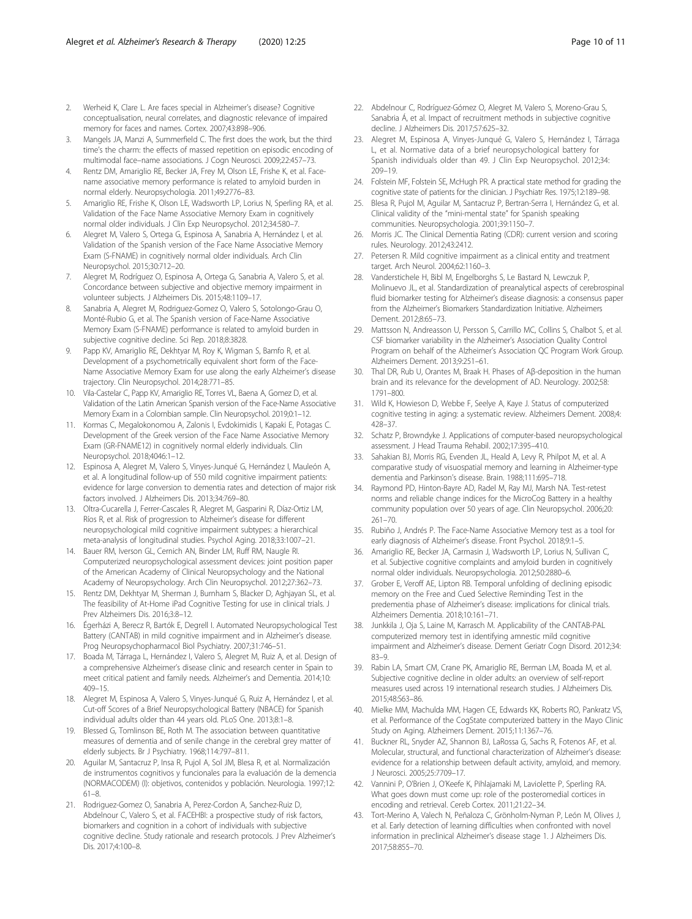2. Werheid K, Clare L. Are faces special in Alzheimer's disease? Cognitive conceptualisation, neural correlates, and diagnostic relevance of impaired memory for faces and names. Cortex. 2007;43:898–906.
3. Mangels JA, Manzi A, Summerfield C. The first does the work, but the third time's the charm: the effects of massed repetition on episodic encoding of multimodal face–name associations. J Cogn Neurosci. 2009;22:457–73.
4. Rentz DM, Amariglio RE, Becker JA, Frey M, Olson LE, Frishe K, et al. Face-name associative memory performance is related to amyloid burden in normal elderly. Neuropsychologia. 2011;49:2776–83.
5. Amariglio RE, Frishe K, Olson LE, Wadsworth LP, Lorius N, Sperling RA, et al. Validation of the Face Name Associative Memory Exam in cognitively normal older individuals. J Clin Exp Neuropsychol. 2012;34:580–7.
6. Alegret M, Valero S, Ortega G, Espinosa A, Sanabria A, Hernández I, et al. Validation of the Spanish version of the Face Name Associative Memory Exam (S-FNAME) in cognitively normal older individuals. Arch Clin Neuropsychol. 2015;30:712–20.
7. Alegret M, Rodríguez O, Espinosa A, Ortega G, Sanabria A, Valero S, et al. Concordance between subjective and objective memory impairment in volunteer subjects. J Alzheimers Dis. 2015;48:1109–17.
8. Sanabria A, Alegret M, Rodriguez-Gomez O, Valero S, Sotolongo-Grau O, Monté-Rubio G, et al. The Spanish version of Face-Name Associative Memory Exam (S-FNAME) performance is related to amyloid burden in subjective cognitive decline. Sci Rep. 2018;8:3828.
9. Papp KV, Amariglio RE, Dekhtyar M, Roy K, Wigman S, Bamfo R, et al. Development of a psychometrically equivalent short form of the Face-Name Associative Memory Exam for use along the early Alzheimer's disease trajectory. Clin Neuropsychol. 2014;28:771–85.
10. Vila-Castelar C, Papp KV, Amariglio RE, Torres VL, Baena A, Gomez D, et al. Validation of the Latin American Spanish version of the Face-Name Associative Memory Exam in a Colombian sample. Clin Neuropsychol. 2019;0:1–12.
11. Kormas C, Megalokonomou A, Zalonis I, Evdokimidis I, Kapaki E, Potagas C. Development of the Greek version of the Face Name Associative Memory Exam (GR-FNAME12) in cognitively normal elderly individuals. Clin Neuropsychol. 2018;4046:1–12.
12. Espinosa A, Alegret M, Valero S, Vinyes-Junqué G, Hernández I, Mauleón A, et al. A longitudinal follow-up of 550 mild cognitive impairment patients: evidence for large conversion to dementia rates and detection of major risk factors involved. J Alzheimers Dis. 2013;34:769–80.
13. Oltra-Cucarella J, Ferrer-Cascales R, Alegret M, Gasparini R, Díaz-Ortiz LM, Ríos R, et al. Risk of progression to Alzheimer's disease for different neuropsychological mild cognitive impairment subtypes: a hierarchical meta-analysis of longitudinal studies. Psychol Aging. 2018;33:1007–21.
14. Bauer RM, Iverson GL, Cernich AN, Binder LM, Ruff RM, Naugle RI. Computerized neuropsychological assessment devices: joint position paper of the American Academy of Clinical Neuropsychology and the National Academy of Neuropsychology. Arch Clin Neuropsychol. 2012;27:362–73.
15. Rentz DM, Dekhtyar M, Sherman J, Burnham S, Blacker D, Aghjayan SL, et al. The feasibility of At-Home iPad Cognitive Testing for use in clinical trials. J Prev Alzheimers Dis. 2016;3:8–12.
16. Égerházi A, Berecz R, Bartók E, Degrell I. Automated Neuropsychological Test Battery (CANTAB) in mild cognitive impairment and in Alzheimer's disease. Prog Neuropsychopharmacol Biol Psychiatry. 2007;31:746–51.
17. Boada M, Tárraga L, Hernández I, Valero S, Alegret M, Ruiz A, et al. Design of a comprehensive Alzheimer's disease clinic and research center in Spain to meet critical patient and family needs. Alzheimer's and Dementia. 2014;10: 409–15.
18. Alegret M, Espinosa A, Valero S, Vinyes-Junqué G, Ruiz A, Hernández I, et al. Cut-off Scores of a Brief Neuropsychological Battery (NBACE) for Spanish individual adults older than 44 years old. PLoS One. 2013;8:1–8.
19. Blessed G, Tomlinson BE, Roth M. The association between quantitative measures of dementia and of senile change in the cerebral grey matter of elderly subjects. Br J Psychiatry. 1968;114:797–811.
20. Aguilar M, Santacruz P, Insa R, Pujol A, Sol JM, Blesa R, et al. Normalización de instrumentos cognitivos y funcionales para la evaluación de la demencia (NORMACODEM) (I): objetivos, contenidos y población. Neurologia. 1997;12: 61–8.
21. Rodriguez-Gomez O, Sanabria A, Perez-Cordon A, Sanchez-Ruiz D, Abdelnour C, Valero S, et al. FACEHBI: a prospective study of risk factors, biomarkers and cognition in a cohort of individuals with subjective cognitive decline. Study rationale and research protocols. J Prev Alzheimer's Dis. 2017;4:100–8.
22. Abdelnour C, Rodríguez-Gómez O, Alegret M, Valero S, Moreno-Grau S, Sanabria Á, et al. Impact of recruitment methods in subjective cognitive decline. J Alzheimers Dis. 2017;57:625–32.
23. Alegret M, Espinosa A, Vinyes-Junqué G, Valero S, Hernández I, Tárraga L, et al. Normative data of a brief neuropsychological battery for Spanish individuals older than 49. J Clin Exp Neuropsychol. 2012;34: 209–19.
24. Folstein MF, Folstein SE, McHugh PR. A practical state method for grading the cognitive state of patients for the clinician. J Psychiatr Res. 1975;12:189–98.
25. Blesa R, Pujol M, Aguilar M, Santacruz P, Bertran-Serra I, Hernández G, et al. Clinical validity of the "mini-mental state" for Spanish speaking communities. Neuropsychologia. 2001;39:1150–7.
26. Morris JC. The Clinical Dementia Rating (CDR): current version and scoring rules. Neurology. 2012;43:2412.
27. Petersen R. Mild cognitive impairment as a clinical entity and treatment target. Arch Neurol. 2004;62:1160–3.
28. Vanderstichele H, Bibl M, Engelborghs S, Le Bastard N, Lewczuk P, Molinuevo JL, et al. Standardization of preanalytical aspects of cerebrospinal fluid biomarker testing for Alzheimer's disease diagnosis: a consensus paper from the Alzheimer's Biomarkers Standardization Initiative. Alzheimers Dement. 2012;8:65–73.
29. Mattsson N, Andreasson U, Persson S, Carrillo MC, Collins S, Chalbot S, et al. CSF biomarker variability in the Alzheimer's Association Quality Control Program on behalf of the Alzheimer's Association QC Program Work Group. Alzheimers Dement. 2013;9:251–61.
30. Thal DR, Rub U, Orantes M, Braak H. Phases of Aβ-deposition in the human brain and its relevance for the development of AD. Neurology. 2002;58: 1791–800.
31. Wild K, Howieson D, Webbe F, Seelye A, Kaye J. Status of computerized cognitive testing in aging: a systematic review. Alzheimers Dement. 2008;4: 428–37.
32. Schatz P, Browndyke J. Applications of computer-based neuropsychological assessment. J Head Trauma Rehabil. 2002;17:395–410.
33. Sahakian BJ, Morris RG, Evenden JL, Heald A, Levy R, Philpot M, et al. A comparative study of visuospatial memory and learning in Alzheimer-type dementia and Parkinson's disease. Brain. 1988;111:695–718.
34. Raymond PD, Hinton-Bayre AD, Radel M, Ray MJ, Marsh NA. Test-retest norms and reliable change indices for the MicroCog Battery in a healthy community population over 50 years of age. Clin Neuropsychol. 2006;20: 261–70.
35. Rubiño J, Andrés P. The Face-Name Associative Memory test as a tool for early diagnosis of Alzheimer's disease. Front Psychol. 2018;9:1–5.
36. Amariglio RE, Becker JA, Carmasin J, Wadsworth LP, Lorius N, Sullivan C, et al. Subjective cognitive complaints and amyloid burden in cognitively normal older individuals. Neuropsychologia. 2012;50:2880–6.
37. Grober E, Veroff AE, Lipton RB. Temporal unfolding of declining episodic memory on the Free and Cued Selective Reminding Test in the predementia phase of Alzheimer's disease: implications for clinical trials. Alzheimers Dementia. 2018;10:161–71.
38. Junkkila J, Oja S, Laine M, Karrasch M. Applicability of the CANTAB-PAL computerized memory test in identifying amnestic mild cognitive impairment and Alzheimer's disease. Dement Geriatr Cogn Disord. 2012;34: 83–9.
39. Rabin LA, Smart CM, Crane PK, Amariglio RE, Berman LM, Boada M, et al. Subjective cognitive decline in older adults: an overview of self-report measures used across 19 international research studies. J Alzheimers Dis. 2015;48:S63–86.
40. Mielke MM, Machulda MM, Hagen CE, Edwards KK, Roberts RO, Pankratz VS, et al. Performance of the CogState computerized battery in the Mayo Clinic Study on Aging. Alzheimers Dement. 2015;11:1367–76.
41. Buckner RL, Snyder AZ, Shannon BJ, LaRossa G, Sachs R, Fotenos AF, et al. Molecular, structural, and functional characterization of Alzheimer's disease: evidence for a relationship between default activity, amyloid, and memory. J Neurosci. 2005;25:7709–17.
42. Vannini P, O'Brien J, O'Keefe K, Pihlajamaki M, Laviolette P, Sperling RA. What goes down must come up: role of the posteromedial cortices in encoding and retrieval. Cereb Cortex. 2011;21:22–34.
43. Tort-Merino A, Valech N, Peñaloza C, Grönholm-Nyman P, León M, Olives J, et al. Early detection of learning difficulties when confronted with novel information in preclinical Alzheimer's disease stage 1. J Alzheimers Dis. 2017;58:855–70.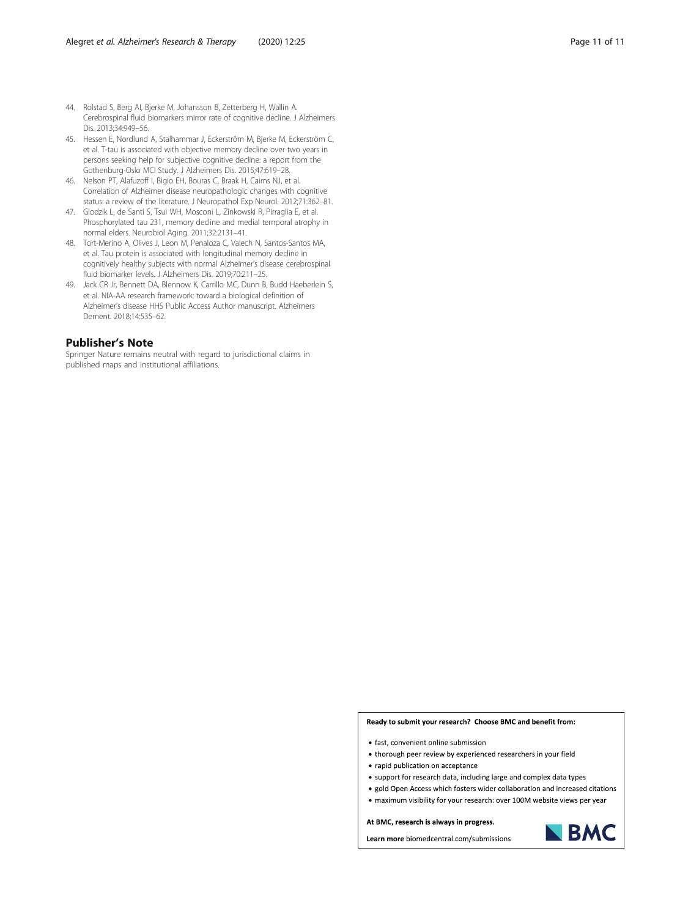44. Rolstad S, Berg AI, Bjerke M, Johansson B, Zetterberg H, Wallin A. Cerebrospinal fluid biomarkers mirror rate of cognitive decline. J Alzheimers Dis. 2013;34:949–56.
45. Hessen E, Nordlund A, Stalhammar J, Eckerström M, Bjerke M, Eckerström C, et al. T-tau is associated with objective memory decline over two years in persons seeking help for subjective cognitive decline: a report from the Gothenburg-Oslo MCI Study. J Alzheimers Dis. 2015;47:619–28.
46. Nelson PT, Alafuzoff I, Bigio EH, Bouras C, Braak H, Cairns NJ, et al. Correlation of Alzheimer disease neuropathologic changes with cognitive status: a review of the literature. J Neuropathol Exp Neurol. 2012;71:362–81.
47. Glodzik L, de Santi S, Tsui WH, Mosconi L, Zinkowski R, Pirraglia E, et al. Phosphorylated tau 231, memory decline and medial temporal atrophy in normal elders. Neurobiol Aging. 2011;32:2131–41.
48. Tort-Merino A, Olives J, Leon M, Penaloza C, Valech N, Santos-Santos MA, et al. Tau protein is associated with longitudinal memory decline in cognitively healthy subjects with normal Alzheimer's disease cerebrospinal fluid biomarker levels. J Alzheimers Dis. 2019;70:211–25.
49. Jack CR Jr, Bennett DA, Blennow K, Carrillo MC, Dunn B, Budd Haeberlein S, et al. NIA-AA research framework: toward a biological definition of Alzheimer's disease HHS Public Access Author manuscript. Alzheimers Dement. 2018;14:535–62.

## Publisher's Note

Springer Nature remains neutral with regard to jurisdictional claims in published maps and institutional affiliations.

**Ready to submit your research? Choose BMC and benefit from:**

- fast, convenient online submission
- thorough peer review by experienced researchers in your field
- rapid publication on acceptance
- support for research data, including large and complex data types
- gold Open Access which fosters wider collaboration and increased citations
- maximum visibility for your research: over 100M website views per year

**At BMC, research is always in progress.**

**Learn more** biomedcentral.com/submissions

BMC